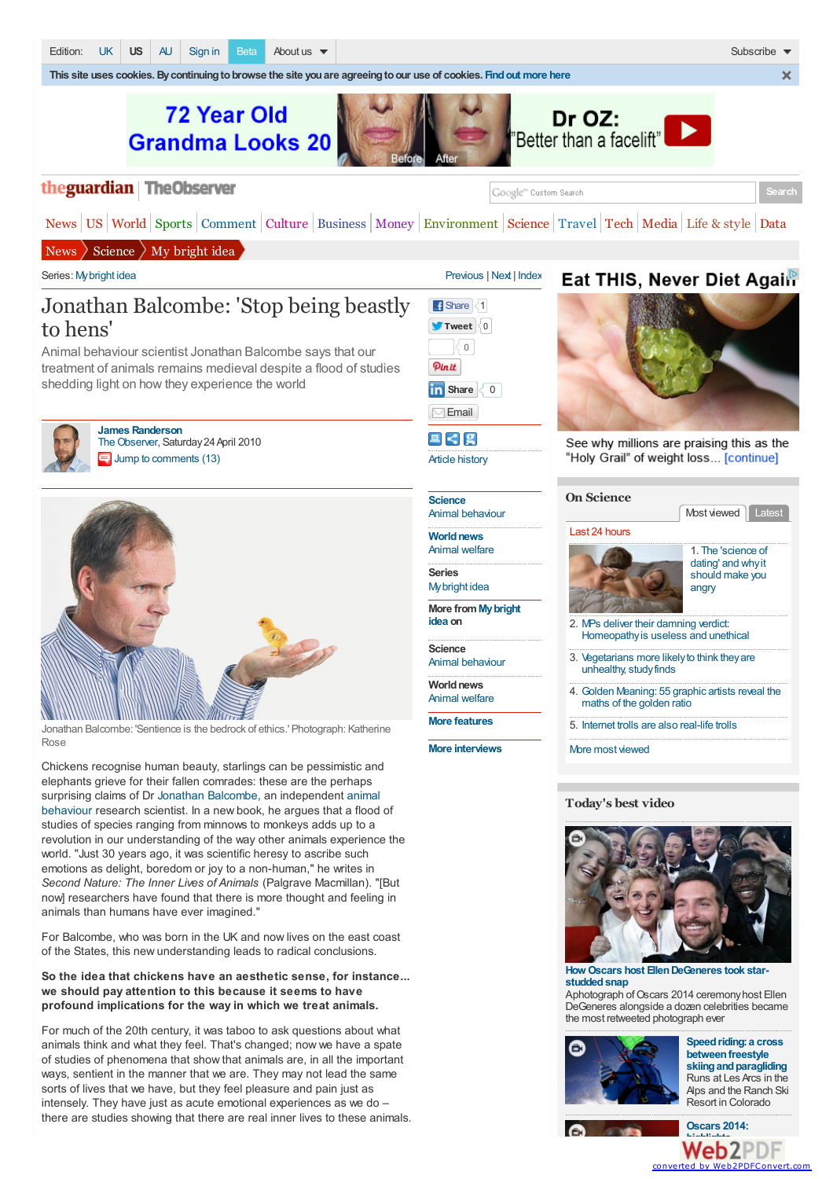Series: My bright idea

# Jonathan Balcombe: 'Stop being beastly to hens'

Animal behaviour scientist Jonathan Balcombe says that our treatment of animals remains medieval despite a flood of studies shedding light on how they experience the world

James Randerson
The Observer, Saturday 24 April 2010
Jump to comments (13)

Jonathan Balcombe: 'Sentience is the bedrock of ethics.' Photograph: Katherine Rose

Chickens recognise human beauty, starlings can be pessimistic and elephants grieve for their fallen comrades: these are the perhaps surprising claims of Dr Jonathan Balcombe, an independent animal behaviour research scientist. In a new book, he argues that a flood of studies of species ranging from minnows to monkeys adds up to a revolution in our understanding of the way other animals experience the world. "Just 30 years ago, it was scientific heresy to ascribe such emotions as delight, boredom or joy to a non-human," he writes in *Second Nature: The Inner Lives of Animals* (Palgrave Macmillan). "[But now] researchers have found that there is more thought and feeling in animals than humans have ever imagined."

For Balcombe, who was born in the UK and now lives on the east coast of the States, this new understanding leads to radical conclusions.

**So the idea that chickens have an aesthetic sense, for instance... we should pay attention to this because it seems to have profound implications for the way in which we treat animals.**

For much of the 20th century, it was taboo to ask questions about what animals think and what they feel. That's changed; now we have a spate of studies of phenomena that show that animals are, in all the important ways, sentient in the manner that we are. They may not lead the same sorts of lives that we have, but they feel pleasure and pain just as intensely. They have just as acute emotional experiences as we do – there are studies showing that there are real inner lives to these animals.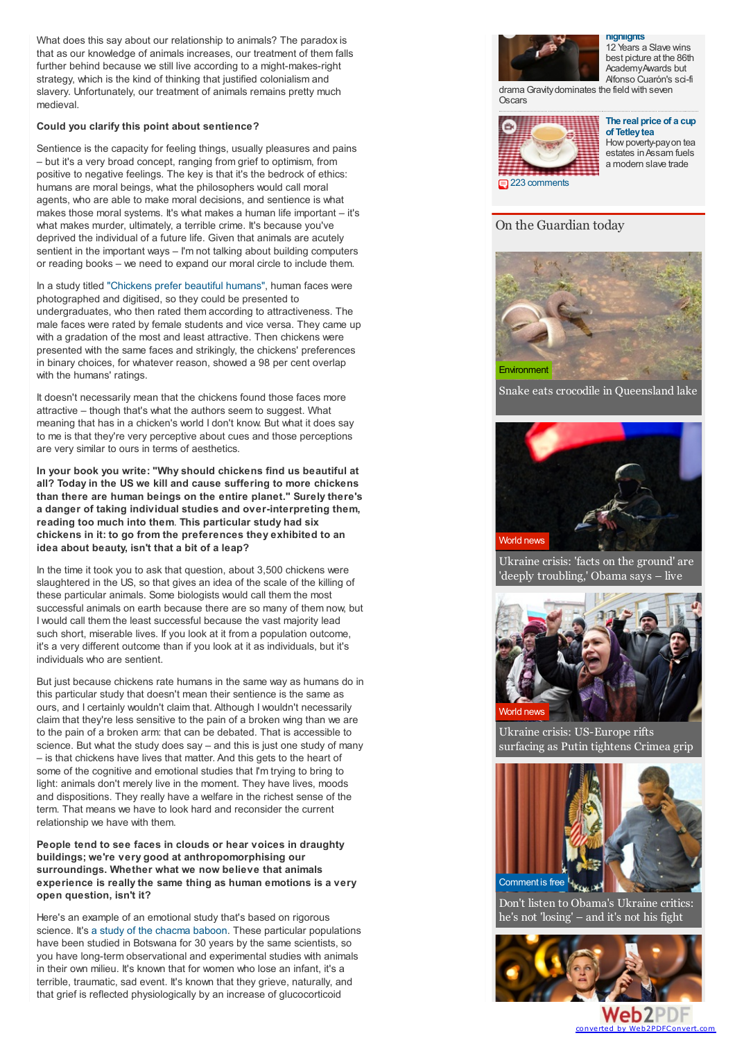What does this say about our relationship to animals? The paradox is that as our knowledge of animals increases, our treatment of them falls further behind because we still live according to a might-makes-right strategy, which is the kind of thinking that justified colonialism and slavery. Unfortunately, our treatment of animals remains pretty much medieval.

**Could you clarify this point about sentience?**

Sentience is the capacity for feeling things, usually pleasures and pains – but it's a very broad concept, ranging from grief to optimism, from positive to negative feelings. The key is that it's the bedrock of ethics: humans are moral beings, what the philosophers would call moral agents, who are able to make moral decisions, and sentience is what makes those moral systems. It's what makes a human life important – it's what makes murder, ultimately, a terrible crime. It's because you've deprived the individual of a future life. Given that animals are acutely sentient in the important ways – I'm not talking about building computers or reading books – we need to expand our moral circle to include them.

In a study titled "Chickens prefer beautiful humans", human faces were photographed and digitised, so they could be presented to undergraduates, who then rated them according to attractiveness. The male faces were rated by female students and vice versa. They came up with a gradation of the most and least attractive. Then chickens were presented with the same faces and strikingly, the chickens' preferences in binary choices, for whatever reason, showed a 98 per cent overlap with the humans' ratings.

It doesn't necessarily mean that the chickens found those faces more attractive – though that's what the authors seem to suggest. What meaning that has in a chicken's world I don't know. But what it does say to me is that they're very perceptive about cues and those perceptions are very similar to ours in terms of aesthetics.

**In your book you write: "Why should chickens find us beautiful at all? Today in the US we kill and cause suffering to more chickens than there are human beings on the entire planet." Surely there's a danger of taking individual studies and over-interpreting them, reading too much into them. This particular study had six chickens in it: to go from the preferences they exhibited to an idea about beauty, isn't that a bit of a leap?**

In the time it took you to ask that question, about 3,500 chickens were slaughtered in the US, so that gives an idea of the scale of the killing of these particular animals. Some biologists would call them the most successful animals on earth because there are so many of them now, but I would call them the least successful because the vast majority lead such short, miserable lives. If you look at it from a population outcome, it's a very different outcome than if you look at it as individuals, but it's individuals who are sentient.

But just because chickens rate humans in the same way as humans do in this particular study that doesn't mean their sentience is the same as ours, and I certainly wouldn't claim that. Although I wouldn't necessarily claim that they're less sensitive to the pain of a broken wing than we are to the pain of a broken arm: that can be debated. That is accessible to science. But what the study does say – and this is just one study of many – is that chickens have lives that matter. And this gets to the heart of some of the cognitive and emotional studies that I'm trying to bring to light: animals don't merely live in the moment. They have lives, moods and dispositions. They really have a welfare in the richest sense of the term. That means we have to look hard and reconsider the current relationship we have with them.

**People tend to see faces in clouds or hear voices in draughty buildings; we're very good at anthropomorphising our surroundings. Whether what we now believe that animals experience is really the same thing as human emotions is a very open question, isn't it?**

Here's an example of an emotional study that's based on rigorous science. It's a study of the chacma baboon. These particular populations have been studied in Botswana for 30 years by the same scientists, so you have long-term observational and experimental studies with animals in their own milieu. It's known that for women who lose an infant, it's a terrible, traumatic, sad event. It's known that they grieve, naturally, and that grief is reflected physiologically by an increase of glucocorticoid

highlights

12 Years a Slave wins best picture at the 86th Academy Awards but Alfonso Cuarón's sci-fi drama Gravity dominates the field with seven Oscars

**The real price of a cup of Tetley tea**
How poverty-pay on tea estates in Assam fuels a modern slave trade

223 comments

## On the Guardian today

Environment
Snake eats crocodile in Queensland lake

World news
Ukraine crisis: 'facts on the ground' are 'deeply troubling,' Obama says – live

World news
Ukraine crisis: US-Europe rifts surfacing as Putin tightens Crimea grip

Comment is free
Don't listen to Obama's Ukraine critics: he's not 'losing' – and it's not his fight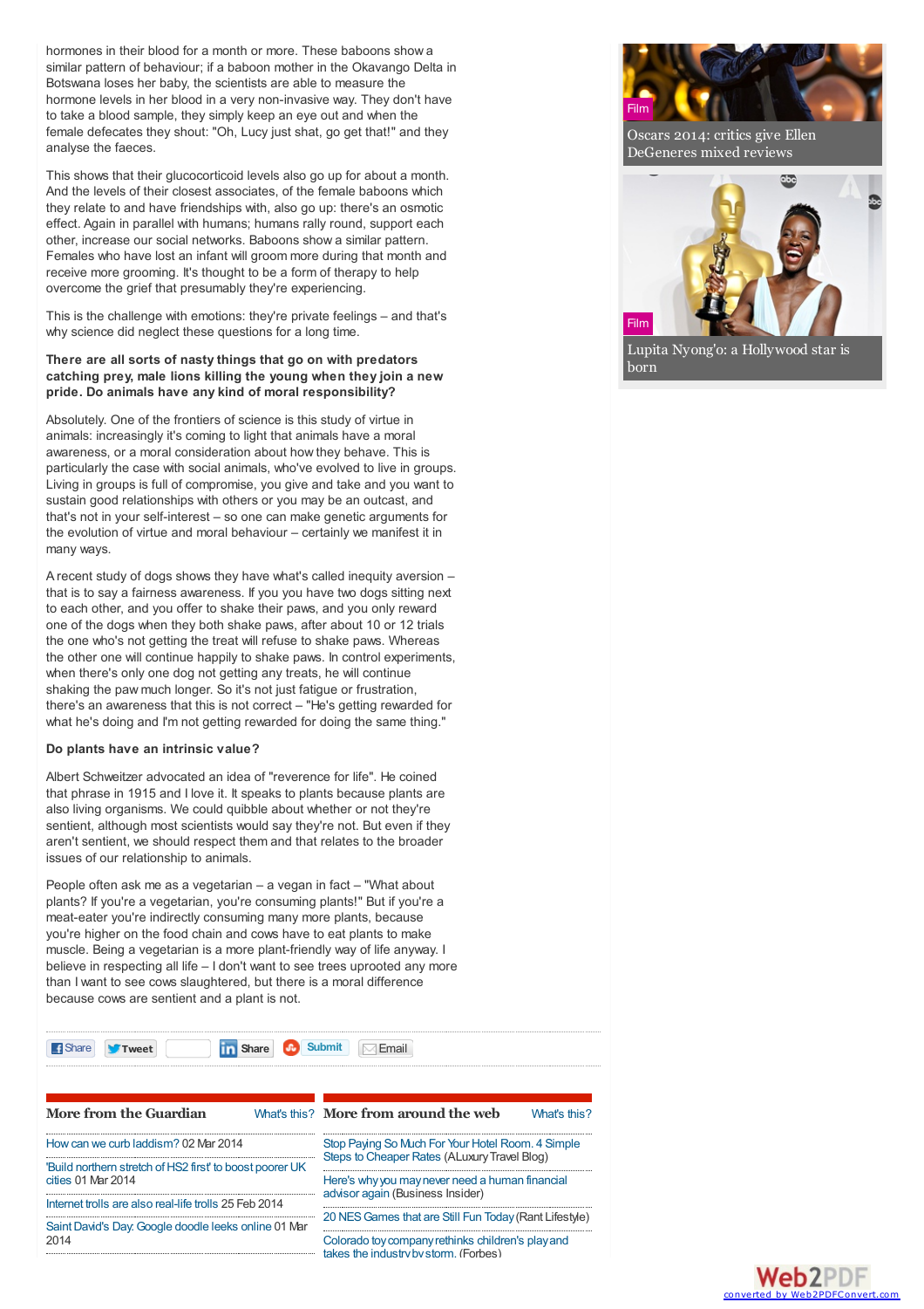hormones in their blood for a month or more. These baboons show a similar pattern of behaviour; if a baboon mother in the Okavango Delta in Botswana loses her baby, the scientists are able to measure the hormone levels in her blood in a very non-invasive way. They don't have to take a blood sample, they simply keep an eye out and when the female defecates they shout: "Oh, Lucy just shat, go get that!" and they analyse the faeces.

This shows that their glucocorticoid levels also go up for about a month. And the levels of their closest associates, of the female baboons which they relate to and have friendships with, also go up: there's an osmotic effect. Again in parallel with humans; humans rally round, support each other, increase our social networks. Baboons show a similar pattern. Females who have lost an infant will groom more during that month and receive more grooming. It's thought to be a form of therapy to help overcome the grief that presumably they're experiencing.

This is the challenge with emotions: they're private feelings – and that's why science did neglect these questions for a long time.

**There are all sorts of nasty things that go on with predators catching prey, male lions killing the young when they join a new pride. Do animals have any kind of moral responsibility?**

Absolutely. One of the frontiers of science is this study of virtue in animals: increasingly it's coming to light that animals have a moral awareness, or a moral consideration about how they behave. This is particularly the case with social animals, who've evolved to live in groups. Living in groups is full of compromise, you give and take and you want to sustain good relationships with others or you may be an outcast, and that's not in your self-interest – so one can make genetic arguments for the evolution of virtue and moral behaviour – certainly we manifest it in many ways.

A recent study of dogs shows they have what's called inequity aversion – that is to say a fairness awareness. If you you have two dogs sitting next to each other, and you offer to shake their paws, and you only reward one of the dogs when they both shake paws, after about 10 or 12 trials the one who's not getting the treat will refuse to shake paws. Whereas the other one will continue happily to shake paws. In control experiments, when there's only one dog not getting any treats, he will continue shaking the paw much longer. So it's not just fatigue or frustration, there's an awareness that this is not correct – "He's getting rewarded for what he's doing and I'm not getting rewarded for doing the same thing."

**Do plants have an intrinsic value?**

Albert Schweitzer advocated an idea of "reverence for life". He coined that phrase in 1915 and I love it. It speaks to plants because plants are also living organisms. We could quibble about whether or not they're sentient, although most scientists would say they're not. But even if they aren't sentient, we should respect them and that relates to the broader issues of our relationship to animals.

People often ask me as a vegetarian – a vegan in fact – "What about plants? If you're a vegetarian, you're consuming plants!" But if you're a meat-eater you're indirectly consuming many more plants, because you're higher on the food chain and cows have to eat plants to make muscle. Being a vegetarian is a more plant-friendly way of life anyway. I believe in respecting all life – I don't want to see trees uprooted any more than I want to see cows slaughtered, but there is a moral difference because cows are sentient and a plant is not.

Share | Tweet | Share | Submit | Email

## More from the Guardian

What's this?

- How can we curb laddism? 02 Mar 2014
- 'Build northern stretch of HS2 first' to boost poorer UK cities 01 Mar 2014
- Internet trolls are also real-life trolls 25 Feb 2014
- Saint David's Day: Google doodle leeks online 01 Mar 2014

## More from around the web

What's this?

- Stop Paying So Much For Your Hotel Room. 4 Simple Steps to Cheaper Rates (ALuxury Travel Blog)
- Here's why you may never need a human financial advisor again (Business Insider)
- 20 NES Games that are Still Fun Today (Rant Lifestyle)
- Colorado toy company rethinks children's play and takes the industry by storm. (Forbes)

Film

Oscars 2014: critics give Ellen DeGeneres mixed reviews

Film

Lupita Nyong'o: a Hollywood star is born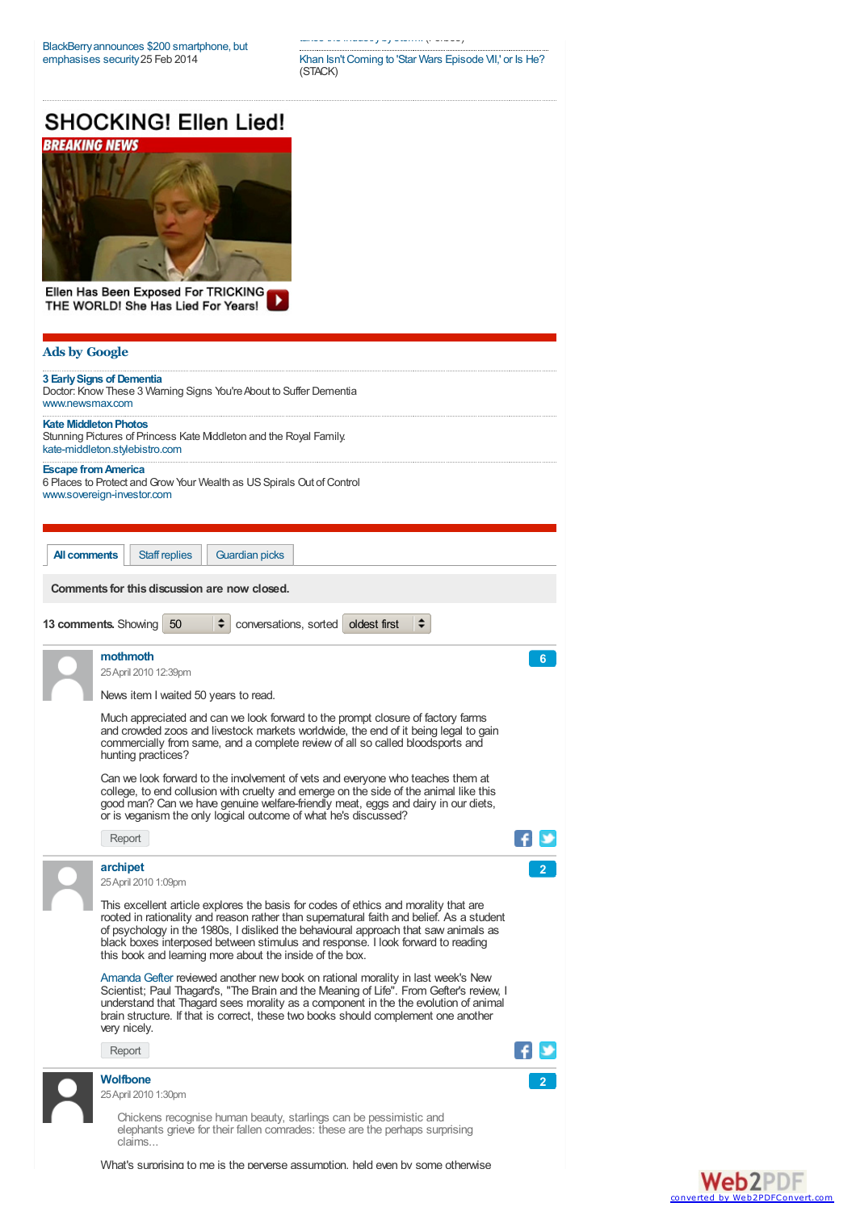BlackBerry announces $200 smartphone, but emphasises security 25 Feb 2014

Khan Isn't Coming to 'Star Wars Episode VII,' or Is He? (STACK)

## SHOCKING! Ellen Lied!

BREAKING NEWS

Ellen Has Been Exposed For TRICKING THE WORLD! She Has Lied For Years!

### Ads by Google

**3 Early Signs of Dementia**
Doctor: Know These 3 Warning Signs You're About to Suffer Dementia
www.newsmax.com

**Kate Middleton Photos**
Stunning Pictures of Princess Kate Middleton and the Royal Family.
kate-middleton.stylebistro.com

**Escape from America**
6 Places to Protect and Grow Your Wealth as US Spirals Out of Control
www.sovereign-investor.com

All comments | Staff replies | Guardian picks

**Comments for this discussion are now closed.**

**13 comments.** Showing 50 conversations, sorted oldest first

**mothmoth**
25 April 2010 12:39pm

6

News item I waited 50 years to read.

Much appreciated and can we look forward to the prompt closure of factory farms and crowded zoos and livestock markets worldwide, the end of it being legal to gain commercially from same, and a complete review of all so called bloodsports and hunting practices?

Can we look forward to the involvement of vets and everyone who teaches them at college, to end collusion with cruelty and emerge on the side of the animal like this good man? Can we have genuine welfare-friendly meat, eggs and dairy in our diets, or is veganism the only logical outcome of what he's discussed?

Report

**archipet**
25 April 2010 1:09pm

2

This excellent article explores the basis for codes of ethics and morality that are rooted in rationality and reason rather than supernatural faith and belief. As a student of psychology in the 1980s, I disliked the behavioural approach that saw animals as black boxes interposed between stimulus and response. I look forward to reading this book and learning more about the inside of the box.

Amanda Gefter reviewed another new book on rational morality in last week's New Scientist; Paul Thagard's, "The Brain and the Meaning of Life". From Gefter's review, I understand that Thagard sees morality as a component in the the evolution of animal brain structure. If that is correct, these two books should complement one another very nicely.

Report

**Wolfbone**
25 April 2010 1:30pm

2

> Chickens recognise human beauty, starlings can be pessimistic and elephants grieve for their fallen comrades: these are the perhaps surprising claims...

What's surprising to me is the perverse assumption, held even by some otherwise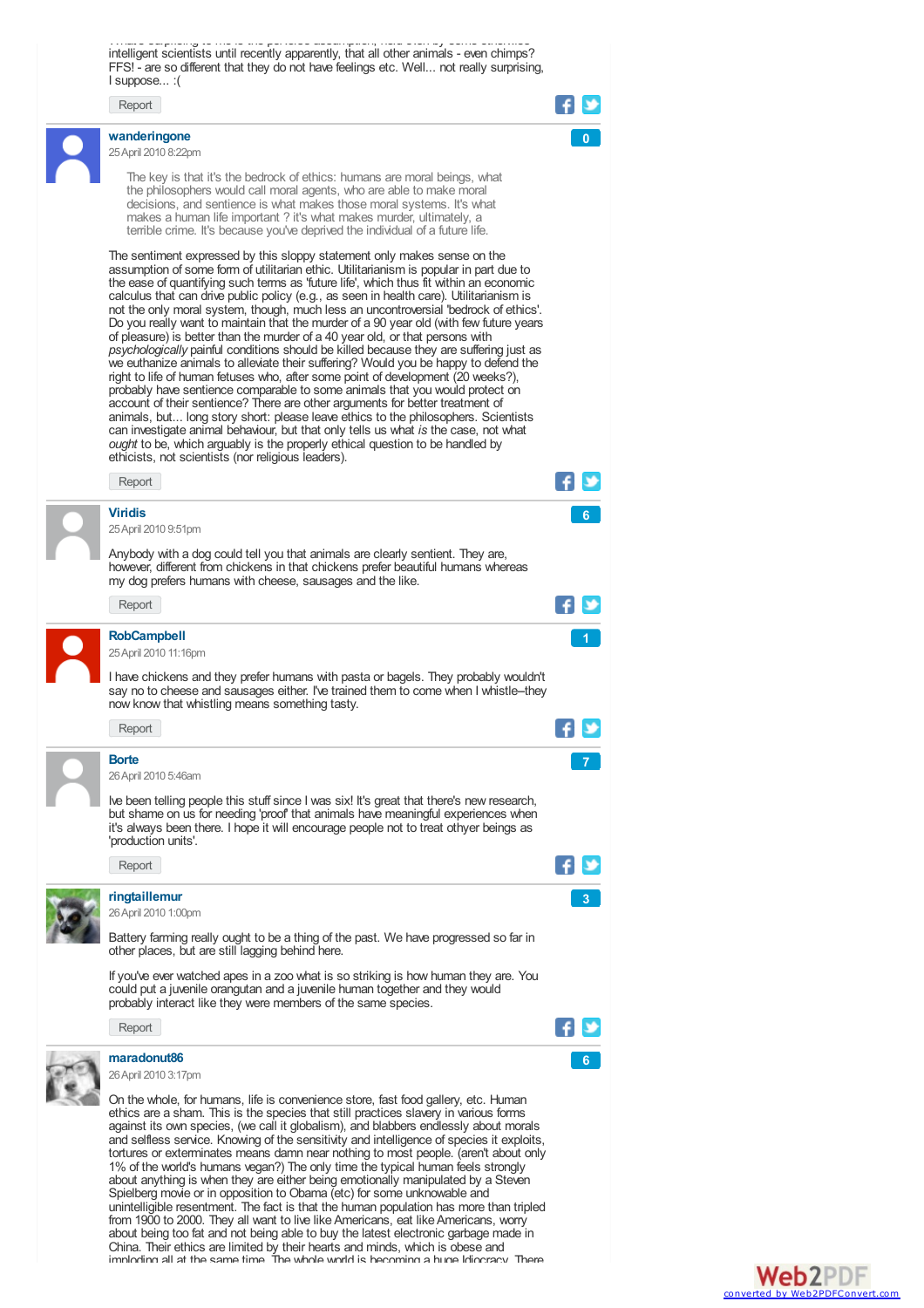intelligent scientists until recently apparently, that all other animals - even chimps? FFS! - are so different that they do not have feelings etc. Well... not really surprising, I suppose... :(

Report

**wanderingone**
25 April 2010 8:22pm

0

> The key is that it's the bedrock of ethics: humans are moral beings, what the philosophers would call moral agents, who are able to make moral decisions, and sentience is what makes those moral systems. It's what makes a human life important ? it's what makes murder, ultimately, a terrible crime. It's because you've deprived the individual of a future life.

The sentiment expressed by this sloppy statement only makes sense on the assumption of some form of utilitarian ethic. Utilitarianism is popular in part due to the ease of quantifying such terms as 'future life', which thus fit within an economic calculus that can drive public policy (e.g., as seen in health care). Utilitarianism is not the only moral system, though, much less an uncontroversial 'bedrock of ethics'. Do you really want to maintain that the murder of a 90 year old (with few future years of pleasure) is better than the murder of a 40 year old, or that persons with *psychologically* painful conditions should be killed because they are suffering just as we euthanize animals to alleviate their suffering? Would you be happy to defend the right to life of human fetuses who, after some point of development (20 weeks?), probably have sentience comparable to some animals that you would protect on account of their sentience? There are other arguments for better treatment of animals, but... long story short: please leave ethics to the philosophers. Scientists can investigate animal behaviour, but that only tells us what *is* the case, not what *ought* to be, which arguably is the properly ethical question to be handled by ethicists, not scientists (nor religious leaders).

Report

**Viridis**
25 April 2010 9:51pm

6

Anybody with a dog could tell you that animals are clearly sentient. They are, however, different from chickens in that chickens prefer beautiful humans whereas my dog prefers humans with cheese, sausages and the like.

Report

**RobCampbell**
25 April 2010 11:16pm

1

I have chickens and they prefer humans with pasta or bagels. They probably wouldn't say no to cheese and sausages either. I've trained them to come when I whistle--they now know that whistling means something tasty.

Report

**Borte**
26 April 2010 5:46am

7

Ive been telling people this stuff since I was six! It's great that there's new research, but shame on us for needing 'proof' that animals have meaningful experiences when it's always been there. I hope it will encourage people not to treat othyer beings as 'production units'.

Report

**ringtaillemur**
26 April 2010 1:00pm

3

Battery farming really ought to be a thing of the past. We have progressed so far in other places, but are still lagging behind here.

If you've ever watched apes in a zoo what is so striking is how human they are. You could put a juvenile orangutan and a juvenile human together and they would probably interact like they were members of the same species.

Report

**maradonut86**
26 April 2010 3:17pm

6

On the whole, for humans, life is convenience store, fast food gallery, etc. Human ethics are a sham. This is the species that still practices slavery in various forms against its own species, (we call it globalism), and blabbers endlessly about morals and selfless service. Knowing of the sensitivity and intelligence of species it exploits, tortures or exterminates means damn near nothing to most people. (aren't about only 1% of the world's humans vegan?) The only time the typical human feels strongly about anything is when they are either being emotionally manipulated by a Steven Spielberg movie or in opposition to Obama (etc) for some unknowable and unintelligible resentment. The fact is that the human population has more than tripled from 1900 to 2000. They all want to live like Americans, eat like Americans, worry about being too fat and not being able to buy the latest electronic garbage made in China. Their ethics are limited by their hearts and minds, which is obese and imploding all at the same time. The whole world is becoming a huge Idiocracy. There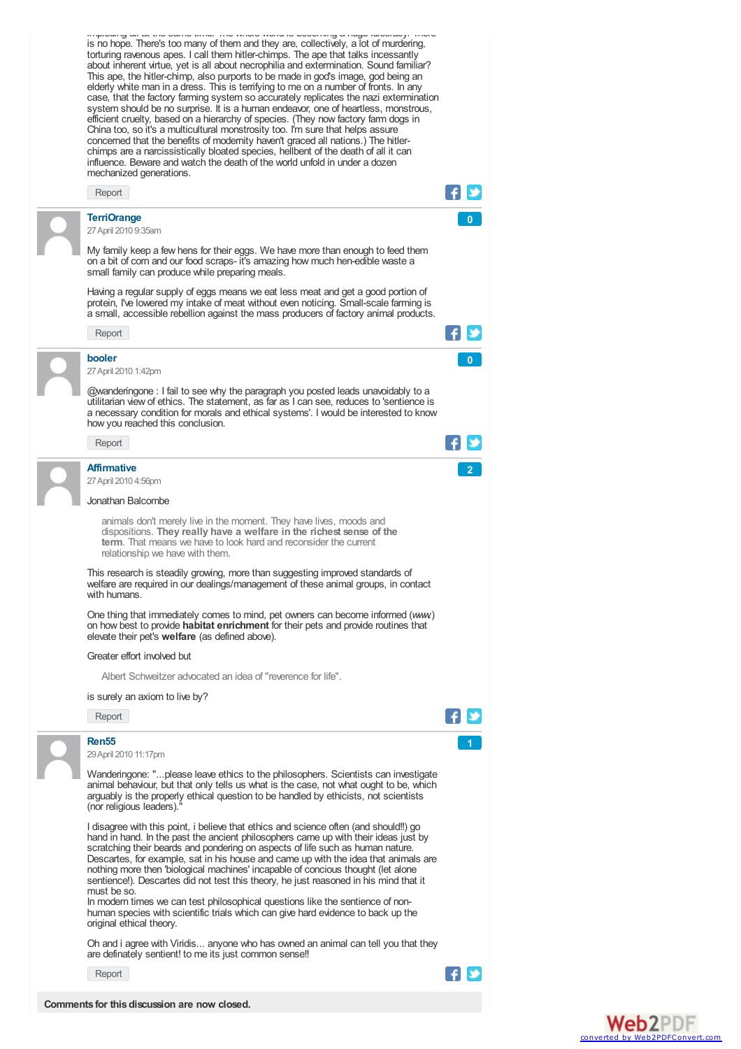imploding all at the same time. The whole world is becoming a huge faircrazy. There is no hope. There's too many of them and they are, collectively, a lot of murdering, torturing ravenous apes. I call them hitler-chimps. The ape that talks incessantly about inherent virtue, yet is all about necrophilia and extermination. Sound familiar? This ape, the hitler-chimp, also purports to be made in god's image, god being an elderly white man in a dress. This is terrifying to me on a number of fronts. In any case, that the factory farming system so accurately replicates the nazi extermination system should be no surprise. It is a human endeavor, one of heartless, monstrous, efficient cruelty, based on a hierarchy of species. (They now factory farm dogs in China too, so it's a multicultural monstrosity too. I'm sure that helps assure concerned that the benefits of modernity haven't graced all nations.) The hitler-chimps are a narcissistically bloated species, hellbent of the death of all it can influence. Beware and watch the death of the world unfold in under a dozen mechanized generations.

Report

---

**TerriOrange**
27 April 2010 9:35am

0

My family keep a few hens for their eggs. We have more than enough to feed them on a bit of corn and our food scraps- it's amazing how much hen-edible waste a small family can produce while preparing meals.

Having a regular supply of eggs means we eat less meat and get a good portion of protein, I've lowered my intake of meat without even noticing. Small-scale farming is a small, accessible rebellion against the mass producers of factory animal products.

Report

---

**booler**
27 April 2010 1:42pm

0

@wanderingone : I fail to see why the paragraph you posted leads unavoidably to a utilitarian view of ethics. The statement, as far as I can see, reduces to 'sentience is a necessary condition for morals and ethical systems'. I would be interested to know how you reached this conclusion.

Report

---

**Affirmative**
27 April 2010 4:56pm

2

Jonathan Balcombe

> animals don't merely live in the moment. They have lives, moods and dispositions. **They really have a welfare in the richest sense of the term**. That means we have to look hard and reconsider the current relationship we have with them.

This research is steadily growing, more than suggesting improved standards of welfare are required in our dealings/management of these animal groups, in contact with humans.

One thing that immediately comes to mind, pet owners can become informed (www) on how best to provide **habitat enrichment** for their pets and provide routines that elevate their pet's **welfare** (as defined above).

Greater effort involved but

> Albert Schweitzer advocated an idea of "reverence for life".

is surely an axiom to live by?

Report

---

**Ren55**
29 April 2010 11:17pm

1

Wanderingone: "...please leave ethics to the philosophers. Scientists can investigate animal behaviour, but that only tells us what is the case, not what ought to be, which arguably is the properly ethical question to be handled by ethicists, not scientists (nor religious leaders)."

I disagree with this point, i believe that ethics and science often (and should!!) go hand in hand. In the past the ancient philosophers came up with their ideas just by scratching their beards and pondering on aspects of life such as human nature. Descartes, for example, sat in his house and came up with the idea that animals are nothing more then 'biological machines' incapable of concious thought (let alone sentience!). Descartes did not test this theory, he just reasoned in his mind that it must be so.
In modern times we can test philosophical questions like the sentience of non-human species with scientific trials which can give hard evidence to back up the original ethical theory.

Oh and i agree with Viridis... anyone who has owned an animal can tell you that they are definately sentient! to me its just common sense!!

Report

---

**Comments for this discussion are now closed.**